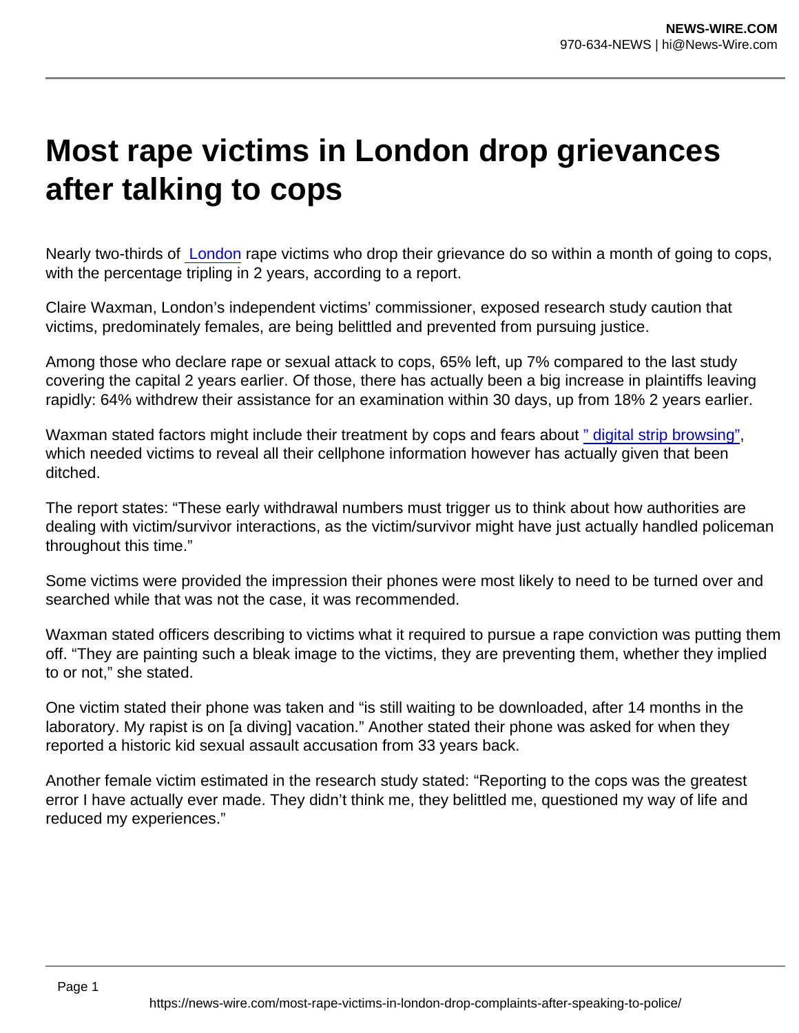# Most rape victims in London drop grievances after talking to cops

Nearly two-thirds of London rape victims who drop their grievance do so within a month of going to cops, with the percentage tripling in 2 years, according to a report.

Claire Waxman, London's independent victims' commissioner, exposed research study caution that victims, predominately females, are being belittled and prevented from pursuing justice.

Among those who declare rape or sexual attack to cops, 65% left, up 7% compared to the last study covering the capital 2 years earlier. Of those, there has actually been a big increase in plaintiffs leaving rapidly: 64% withdrew their assistance for an examination within 30 days, up from 18% 2 years earlier.

Waxman stated factors might include their treatment by cops and fears about " digital strip browsing", which needed victims to reveal all their cellphone information however has actually given that been ditched.

The report states: "These early withdrawal numbers must trigger us to think about how authorities are dealing with victim/survivor interactions, as the victim/survivor might have just actually handled policeman throughout this time."

Some victims were provided the impression their phones were most likely to need to be turned over and searched while that was not the case, it was recommended.

Waxman stated officers describing to victims what it required to pursue a rape conviction was putting them off. "They are painting such a bleak image to the victims, they are preventing them, whether they implied to or not," she stated.

One victim stated their phone was taken and "is still waiting to be downloaded, after 14 months in the laboratory. My rapist is on [a diving] vacation." Another stated their phone was asked for when they reported a historic kid sexual assault accusation from 33 years back.

Another female victim estimated in the research study stated: "Reporting to the cops was the greatest error I have actually ever made. They didn't think me, they belittled me, questioned my way of life and reduced my experiences."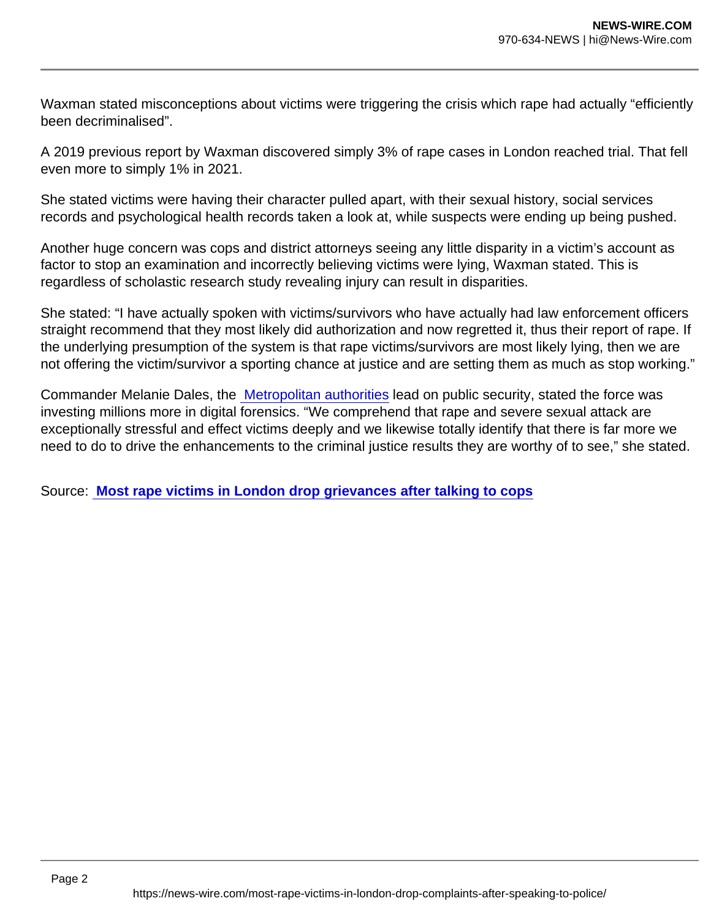Waxman stated misconceptions about victims were triggering the crisis which rape had actually “efficiently been decriminalised”.

A 2019 previous report by Waxman discovered simply 3% of rape cases in London reached trial. That fell even more to simply 1% in 2021.

She stated victims were having their character pulled apart, with their sexual history, social services records and psychological health records taken a look at, while suspects were ending up being pushed.

Another huge concern was cops and district attorneys seeing any little disparity in a victim’s account as factor to stop an examination and incorrectly believing victims were lying, Waxman stated. This is regardless of scholastic research study revealing injury can result in disparities.

She stated: “I have actually spoken with victims/survivors who have actually had law enforcement officers straight recommend that they most likely did authorization and now regretted it, thus their report of rape. If the underlying presumption of the system is that rape victims/survivors are most likely lying, then we are not offering the victim/survivor a sporting chance at justice and are setting them as much as stop working.”

Commander Melanie Dales, the Metropolitan authorities lead on public security, stated the force was investing millions more in digital forensics. “We comprehend that rape and severe sexual attack are exceptionally stressful and effect victims deeply and we likewise totally identify that there is far more we need to do to drive the enhancements to the criminal justice results they are worthy of to see,” she stated.

Source: **Most rape victims in London drop grievances after talking to cops**